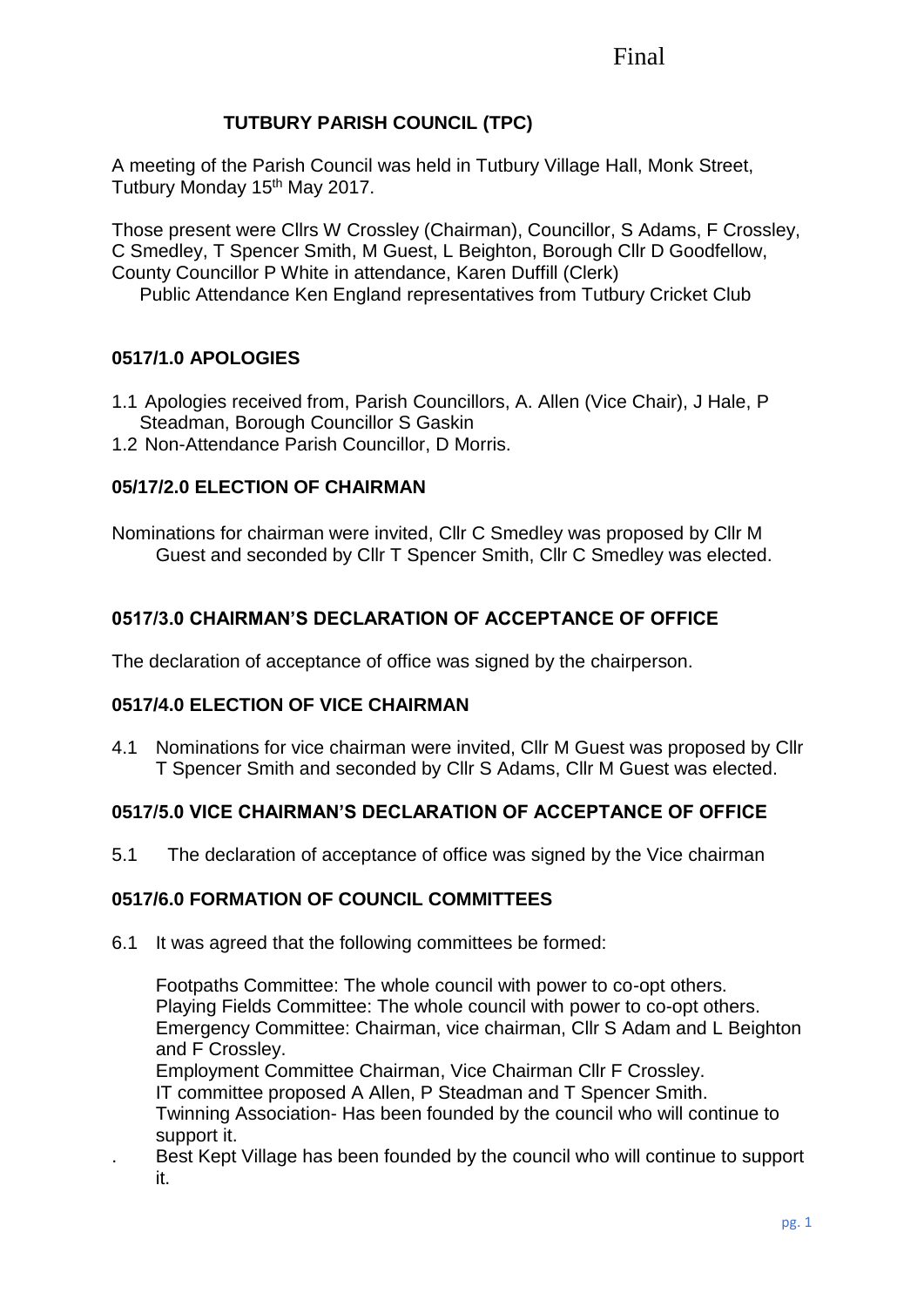Final

# TUTBURY PARISH COUNCIL (TPC)

A meeting of the Parish Council was held in Tutbury Village Hall, Monk Street, Tutbury Monday 15th May 2017.

Those present were Cllrs W Crossley (Chairman), Councillor, S Adams, F Crossley, C Smedley, T Spencer Smith, M Guest, L Beighton, Borough Cllr D Goodfellow, County Councillor P White in attendance, Karen Duffill (Clerk)
Public Attendance Ken England representatives from Tutbury Cricket Club

## 0517/1.0 APOLOGIES

1.1 Apologies received from, Parish Councillors, A. Allen (Vice Chair), J Hale, P Steadman, Borough Councillor S Gaskin
1.2 Non-Attendance Parish Councillor, D Morris.

## 05/17/2.0 ELECTION OF CHAIRMAN

Nominations for chairman were invited, Cllr C Smedley was proposed by Cllr M Guest and seconded by Cllr T Spencer Smith, Cllr C Smedley was elected.

## 0517/3.0 CHAIRMAN'S DECLARATION OF ACCEPTANCE OF OFFICE

The declaration of acceptance of office was signed by the chairperson.

## 0517/4.0 ELECTION OF VICE CHAIRMAN

4.1 Nominations for vice chairman were invited, Cllr M Guest was proposed by Cllr T Spencer Smith and seconded by Cllr S Adams, Cllr M Guest was elected.

## 0517/5.0 VICE CHAIRMAN'S DECLARATION OF ACCEPTANCE OF OFFICE

5.1 The declaration of acceptance of office was signed by the Vice chairman

## 0517/6.0 FORMATION OF COUNCIL COMMITTEES

6.1 It was agreed that the following committees be formed:

Footpaths Committee: The whole council with power to co-opt others.
Playing Fields Committee: The whole council with power to co-opt others.
Emergency Committee: Chairman, vice chairman, Cllr S Adam and L Beighton and F Crossley.
Employment Committee Chairman, Vice Chairman Cllr F Crossley.
IT committee proposed A Allen, P Steadman and T Spencer Smith.
Twinning Association- Has been founded by the council who will continue to support it.
. Best Kept Village has been founded by the council who will continue to support it.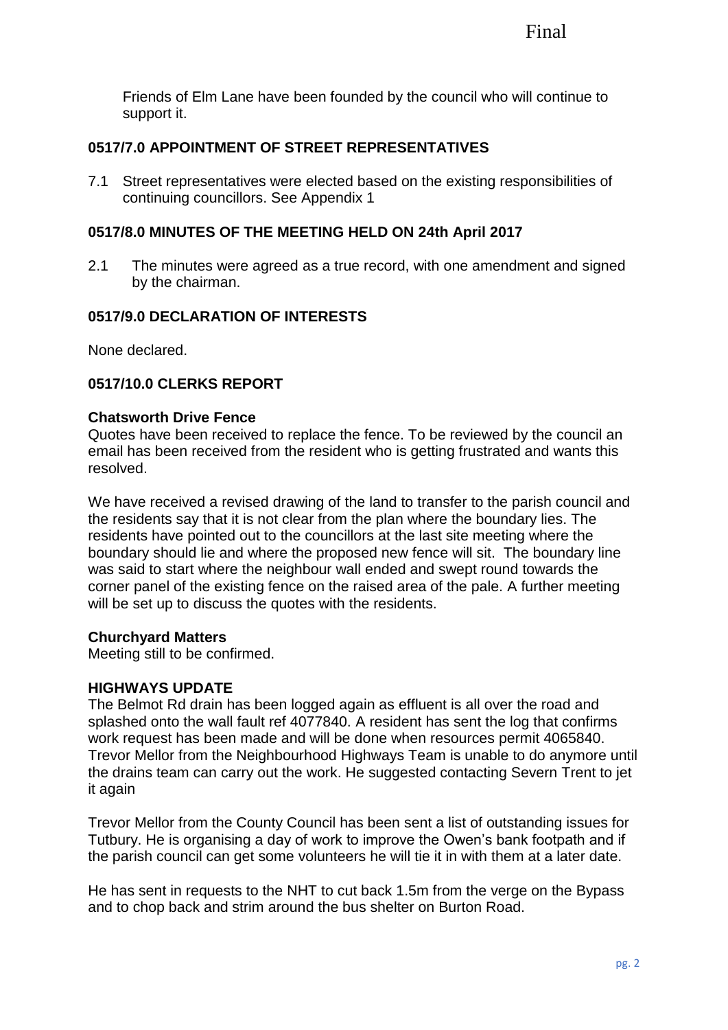Friends of Elm Lane have been founded by the council who will continue to support it.

## 0517/7.0 APPOINTMENT OF STREET REPRESENTATIVES

7.1 Street representatives were elected based on the existing responsibilities of continuing councillors. See Appendix 1

## 0517/8.0 MINUTES OF THE MEETING HELD ON 24th April 2017

2.1 The minutes were agreed as a true record, with one amendment and signed by the chairman.

## 0517/9.0 DECLARATION OF INTERESTS

None declared.

## 0517/10.0 CLERKS REPORT

**Chatsworth Drive Fence**

Quotes have been received to replace the fence. To be reviewed by the council an email has been received from the resident who is getting frustrated and wants this resolved.

We have received a revised drawing of the land to transfer to the parish council and the residents say that it is not clear from the plan where the boundary lies. The residents have pointed out to the councillors at the last site meeting where the boundary should lie and where the proposed new fence will sit. The boundary line was said to start where the neighbour wall ended and swept round towards the corner panel of the existing fence on the raised area of the pale. A further meeting will be set up to discuss the quotes with the residents.

**Churchyard Matters**

Meeting still to be confirmed.

**HIGHWAYS UPDATE**

The Belmot Rd drain has been logged again as effluent is all over the road and splashed onto the wall fault ref 4077840. A resident has sent the log that confirms work request has been made and will be done when resources permit 4065840. Trevor Mellor from the Neighbourhood Highways Team is unable to do anymore until the drains team can carry out the work. He suggested contacting Severn Trent to jet it again

Trevor Mellor from the County Council has been sent a list of outstanding issues for Tutbury. He is organising a day of work to improve the Owen's bank footpath and if the parish council can get some volunteers he will tie it in with them at a later date.

He has sent in requests to the NHT to cut back 1.5m from the verge on the Bypass and to chop back and strim around the bus shelter on Burton Road.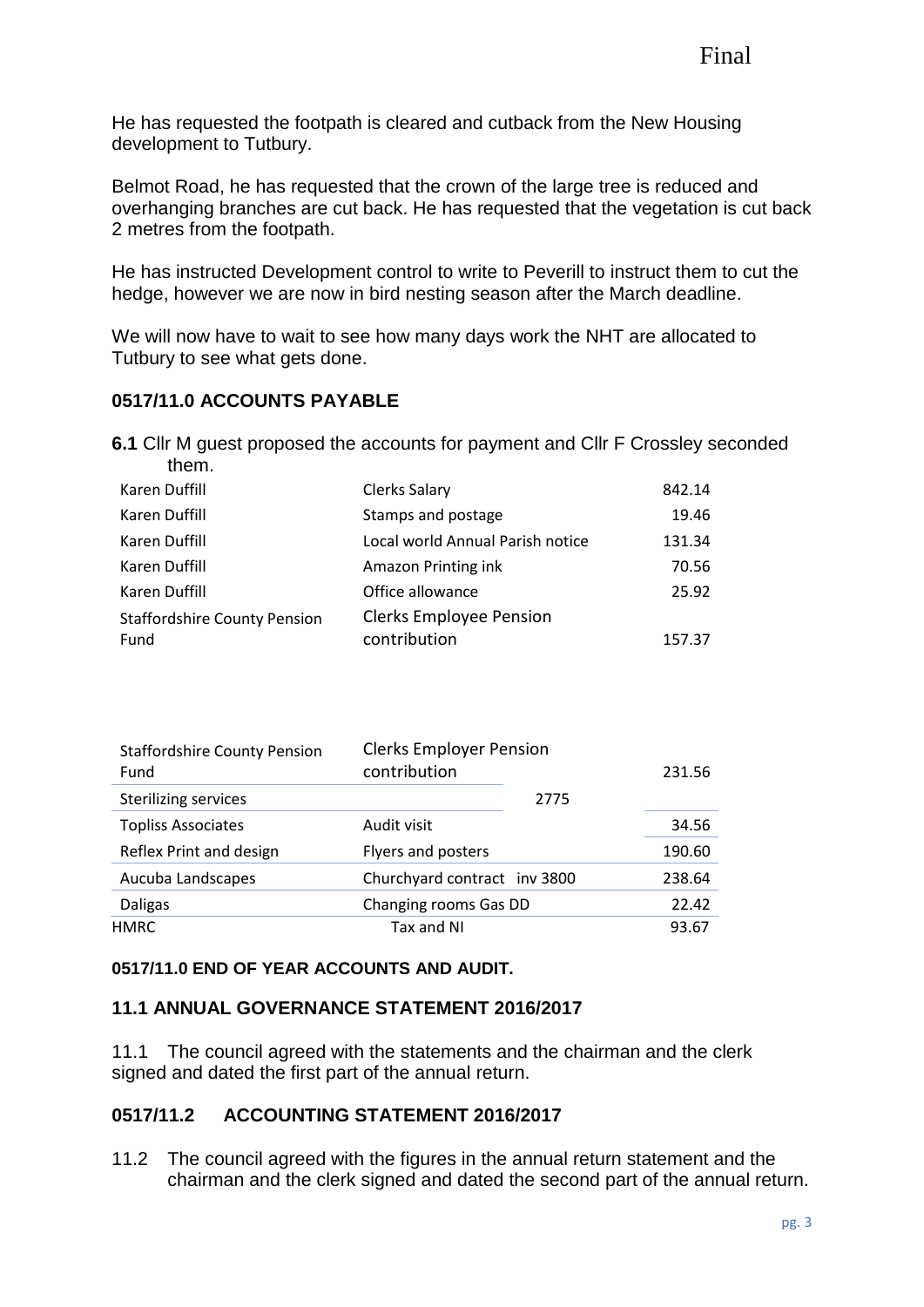He has requested the footpath is cleared and cutback from the New Housing development to Tutbury.

Belmot Road, he has requested that the crown of the large tree is reduced and overhanging branches are cut back. He has requested that the vegetation is cut back 2 metres from the footpath.

He has instructed Development control to write to Peverill to instruct them to cut the hedge, however we are now in bird nesting season after the March deadline.

We will now have to wait to see how many days work the NHT are allocated to Tutbury to see what gets done.

### 0517/11.0 ACCOUNTS PAYABLE

**6.1** Cllr M guest proposed the accounts for payment and Cllr F Crossley seconded them.

| | | |
|---|---|---|
| Karen Duffill | Clerks Salary | 842.14 |
| Karen Duffill | Stamps and postage | 19.46 |
| Karen Duffill | Local world Annual Parish notice | 131.34 |
| Karen Duffill | Amazon Printing ink | 70.56 |
| Karen Duffill | Office allowance | 25.92 |
| Staffordshire County Pension Fund | Clerks Employee Pension contribution | 157.37 |
| Staffordshire County Pension Fund | Clerks Employer Pension contribution | 231.56 |
| Sterilizing services | 2775 | |
| Topliss Associates | Audit visit | 34.56 |
| Reflex Print and design | Flyers and posters | 190.60 |
| Aucuba Landscapes | Churchyard contract inv 3800 | 238.64 |
| Daligas | Changing rooms Gas DD | 22.42 |
| HMRC | Tax and NI | 93.67 |

#### 0517/11.0 END OF YEAR ACCOUNTS AND AUDIT.

### 11.1 ANNUAL GOVERNANCE STATEMENT 2016/2017

11.1 The council agreed with the statements and the chairman and the clerk signed and dated the first part of the annual return.

### 0517/11.2 ACCOUNTING STATEMENT 2016/2017

11.2 The council agreed with the figures in the annual return statement and the chairman and the clerk signed and dated the second part of the annual return.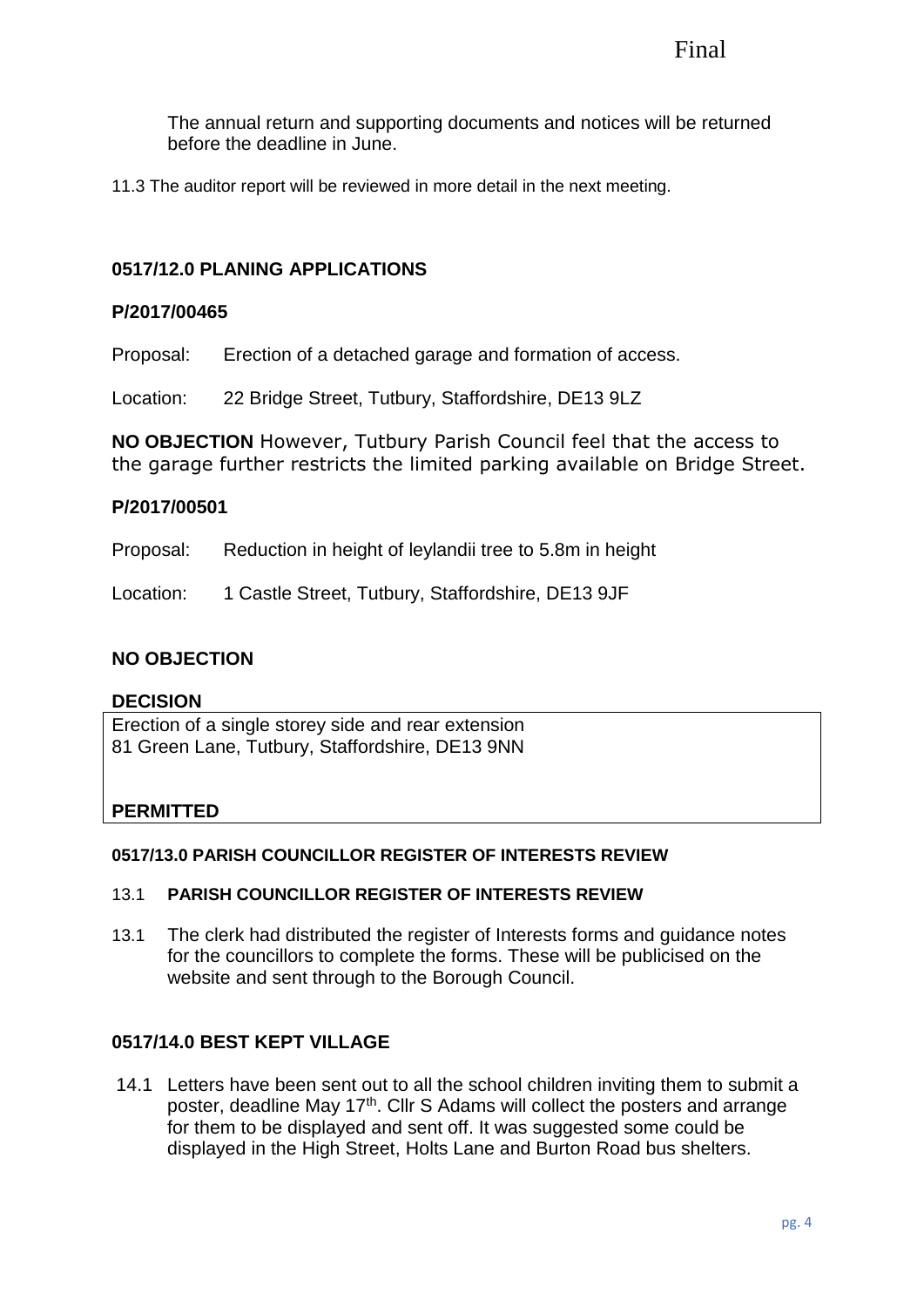Final

The annual return and supporting documents and notices will be returned before the deadline in June.

11.3 The auditor report will be reviewed in more detail in the next meeting.

## 0517/12.0 PLANING APPLICATIONS

### P/2017/00465

Proposal: Erection of a detached garage and formation of access.

Location: 22 Bridge Street, Tutbury, Staffordshire, DE13 9LZ

**NO OBJECTION** However, Tutbury Parish Council feel that the access to the garage further restricts the limited parking available on Bridge Street.

### P/2017/00501

Proposal: Reduction in height of leylandii tree to 5.8m in height

Location: 1 Castle Street, Tutbury, Staffordshire, DE13 9JF

**NO OBJECTION**

**DECISION**

| Erection of a single storey side and rear extension<br>81 Green Lane, Tutbury, Staffordshire, DE13 9NN<br><br>**PERMITTED** |
|---|

## 0517/13.0 PARISH COUNCILLOR REGISTER OF INTERESTS REVIEW

13.1 **PARISH COUNCILLOR REGISTER OF INTERESTS REVIEW**

13.1 The clerk had distributed the register of Interests forms and guidance notes for the councillors to complete the forms. These will be publicised on the website and sent through to the Borough Council.

## 0517/14.0 BEST KEPT VILLAGE

14.1 Letters have been sent out to all the school children inviting them to submit a poster, deadline May 17th. Cllr S Adams will collect the posters and arrange for them to be displayed and sent off. It was suggested some could be displayed in the High Street, Holts Lane and Burton Road bus shelters.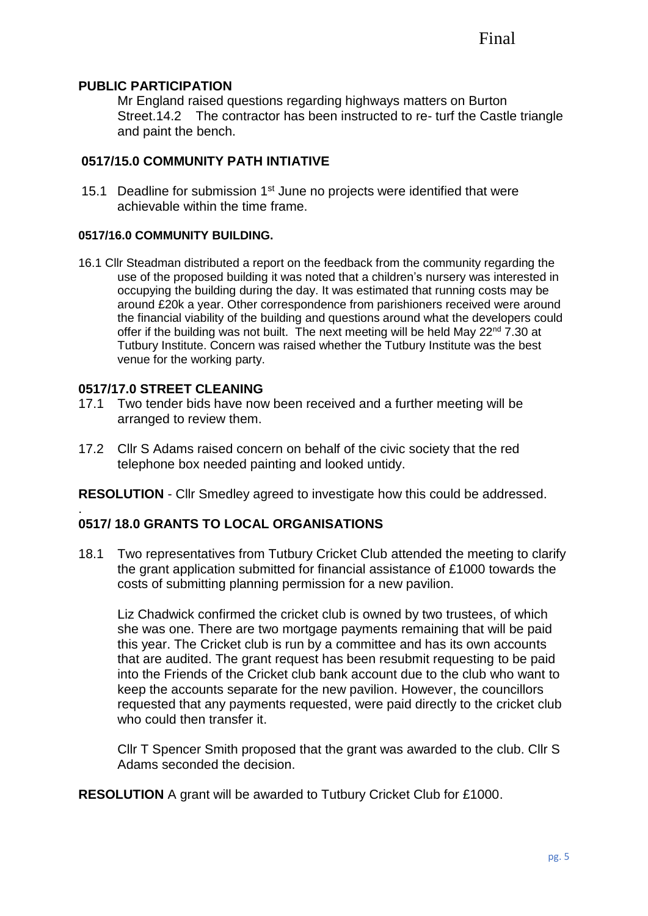Final

**PUBLIC PARTICIPATION**

Mr England raised questions regarding highways matters on Burton Street.14.2 The contractor has been instructed to re- turf the Castle triangle and paint the bench.

## 0517/15.0 COMMUNITY PATH INTIATIVE

15.1 Deadline for submission 1st June no projects were identified that were achievable within the time frame.

### 0517/16.0 COMMUNITY BUILDING.

16.1 Cllr Steadman distributed a report on the feedback from the community regarding the use of the proposed building it was noted that a children's nursery was interested in occupying the building during the day. It was estimated that running costs may be around £20k a year. Other correspondence from parishioners received were around the financial viability of the building and questions around what the developers could offer if the building was not built. The next meeting will be held May 22nd 7.30 at Tutbury Institute. Concern was raised whether the Tutbury Institute was the best venue for the working party.

## 0517/17.0 STREET CLEANING

17.1 Two tender bids have now been received and a further meeting will be arranged to review them.

17.2 Cllr S Adams raised concern on behalf of the civic society that the red telephone box needed painting and looked untidy.

**RESOLUTION** - Cllr Smedley agreed to investigate how this could be addressed.

.

## 0517/ 18.0 GRANTS TO LOCAL ORGANISATIONS

18.1 Two representatives from Tutbury Cricket Club attended the meeting to clarify the grant application submitted for financial assistance of £1000 towards the costs of submitting planning permission for a new pavilion.

Liz Chadwick confirmed the cricket club is owned by two trustees, of which she was one. There are two mortgage payments remaining that will be paid this year. The Cricket club is run by a committee and has its own accounts that are audited. The grant request has been resubmit requesting to be paid into the Friends of the Cricket club bank account due to the club who want to keep the accounts separate for the new pavilion. However, the councillors requested that any payments requested, were paid directly to the cricket club who could then transfer it.

Cllr T Spencer Smith proposed that the grant was awarded to the club. Cllr S Adams seconded the decision.

**RESOLUTION** A grant will be awarded to Tutbury Cricket Club for £1000.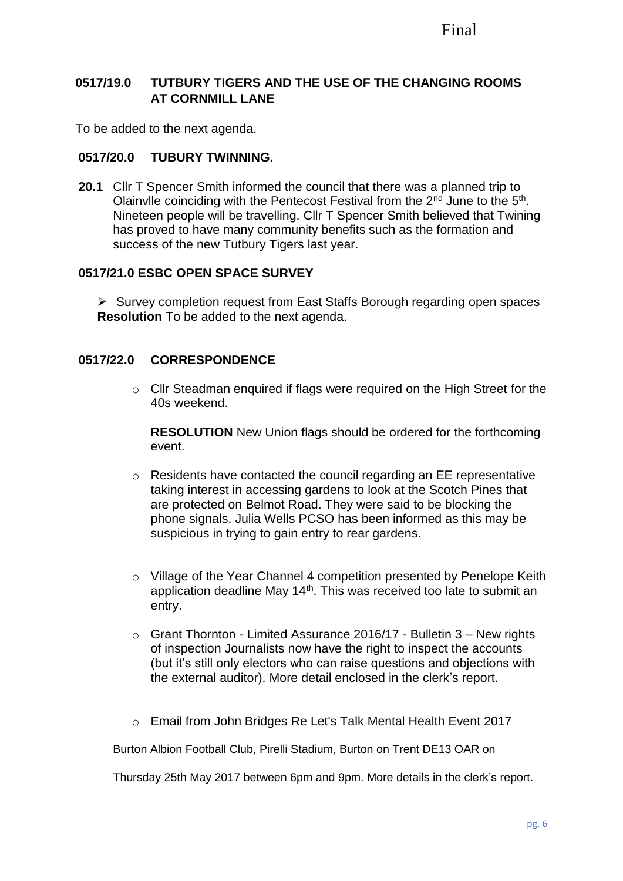Final

## 0517/19.0 TUTBURY TIGERS AND THE USE OF THE CHANGING ROOMS AT CORNMILL LANE

To be added to the next agenda.

## 0517/20.0 TUBURY TWINNING.

**20.1** Cllr T Spencer Smith informed the council that there was a planned trip to Olainvlle coinciding with the Pentecost Festival from the 2nd June to the 5th. Nineteen people will be travelling. Cllr T Spencer Smith believed that Twining has proved to have many community benefits such as the formation and success of the new Tutbury Tigers last year.

## 0517/21.0 ESBC OPEN SPACE SURVEY

- Survey completion request from East Staffs Borough regarding open spaces

**Resolution** To be added to the next agenda.

## 0517/22.0 CORRESPONDENCE

- Cllr Steadman enquired if flags were required on the High Street for the 40s weekend.

  **RESOLUTION** New Union flags should be ordered for the forthcoming event.

- Residents have contacted the council regarding an EE representative taking interest in accessing gardens to look at the Scotch Pines that are protected on Belmot Road. They were said to be blocking the phone signals. Julia Wells PCSO has been informed as this may be suspicious in trying to gain entry to rear gardens.

- Village of the Year Channel 4 competition presented by Penelope Keith application deadline May 14th. This was received too late to submit an entry.

- Grant Thornton - Limited Assurance 2016/17 - Bulletin 3 – New rights of inspection Journalists now have the right to inspect the accounts (but it's still only electors who can raise questions and objections with the external auditor). More detail enclosed in the clerk's report.

- Email from John Bridges Re Let's Talk Mental Health Event 2017

Burton Albion Football Club, Pirelli Stadium, Burton on Trent DE13 OAR on

Thursday 25th May 2017 between 6pm and 9pm. More details in the clerk's report.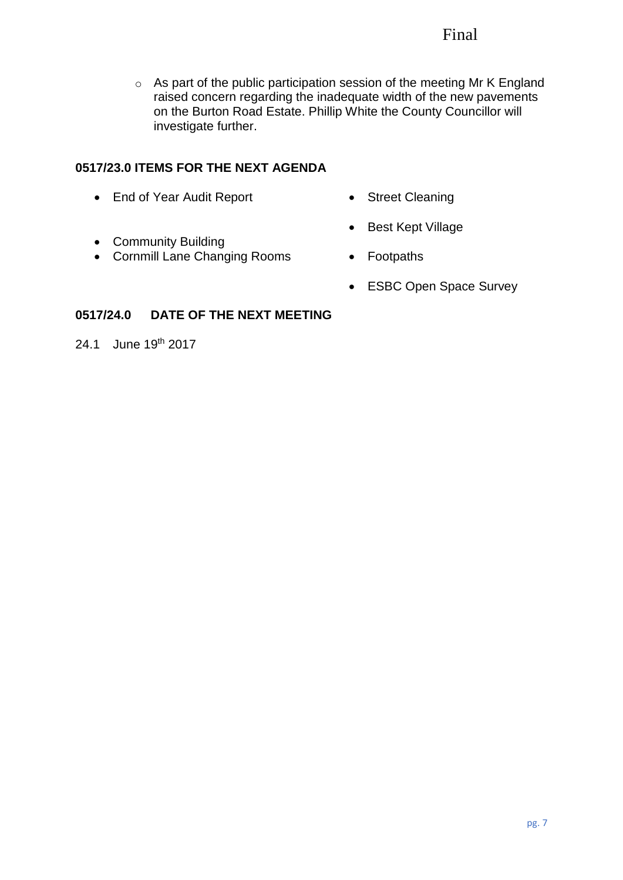- As part of the public participation session of the meeting Mr K England raised concern regarding the inadequate width of the new pavements on the Burton Road Estate. Phillip White the County Councillor will investigate further.

## 0517/23.0 ITEMS FOR THE NEXT AGENDA

- End of Year Audit Report
- Community Building
- Cornmill Lane Changing Rooms
- Street Cleaning
- Best Kept Village
- Footpaths
- ESBC Open Space Survey

## 0517/24.0 DATE OF THE NEXT MEETING

24.1 June 19th 2017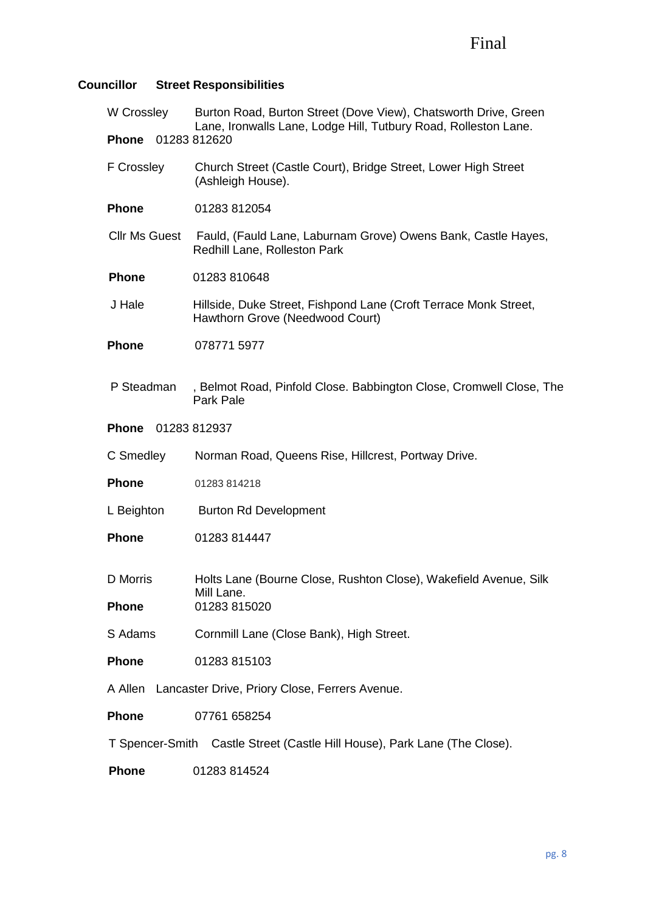Final

**Councillor Street Responsibilities**

W Crossley Burton Road, Burton Street (Dove View), Chatsworth Drive, Green Lane, Ironwalls Lane, Lodge Hill, Tutbury Road, Rolleston Lane.

**Phone** 01283 812620

F Crossley Church Street (Castle Court), Bridge Street, Lower High Street (Ashleigh House).

**Phone** 01283 812054

Cllr Ms Guest Fauld, (Fauld Lane, Laburnam Grove) Owens Bank, Castle Hayes, Redhill Lane, Rolleston Park

**Phone** 01283 810648

J Hale Hillside, Duke Street, Fishpond Lane (Croft Terrace Monk Street, Hawthorn Grove (Needwood Court)

**Phone** 078771 5977

P Steadman , Belmot Road, Pinfold Close. Babbington Close, Cromwell Close, The Park Pale

**Phone** 01283 812937

C Smedley Norman Road, Queens Rise, Hillcrest, Portway Drive.

**Phone** 01283 814218

L Beighton Burton Rd Development

**Phone** 01283 814447

D Morris Holts Lane (Bourne Close, Rushton Close), Wakefield Avenue, Silk Mill Lane.

**Phone** 01283 815020

S Adams Cornmill Lane (Close Bank), High Street.

**Phone** 01283 815103

A Allen Lancaster Drive, Priory Close, Ferrers Avenue.

**Phone** 07761 658254

T Spencer-Smith Castle Street (Castle Hill House), Park Lane (The Close).

**Phone** 01283 814524